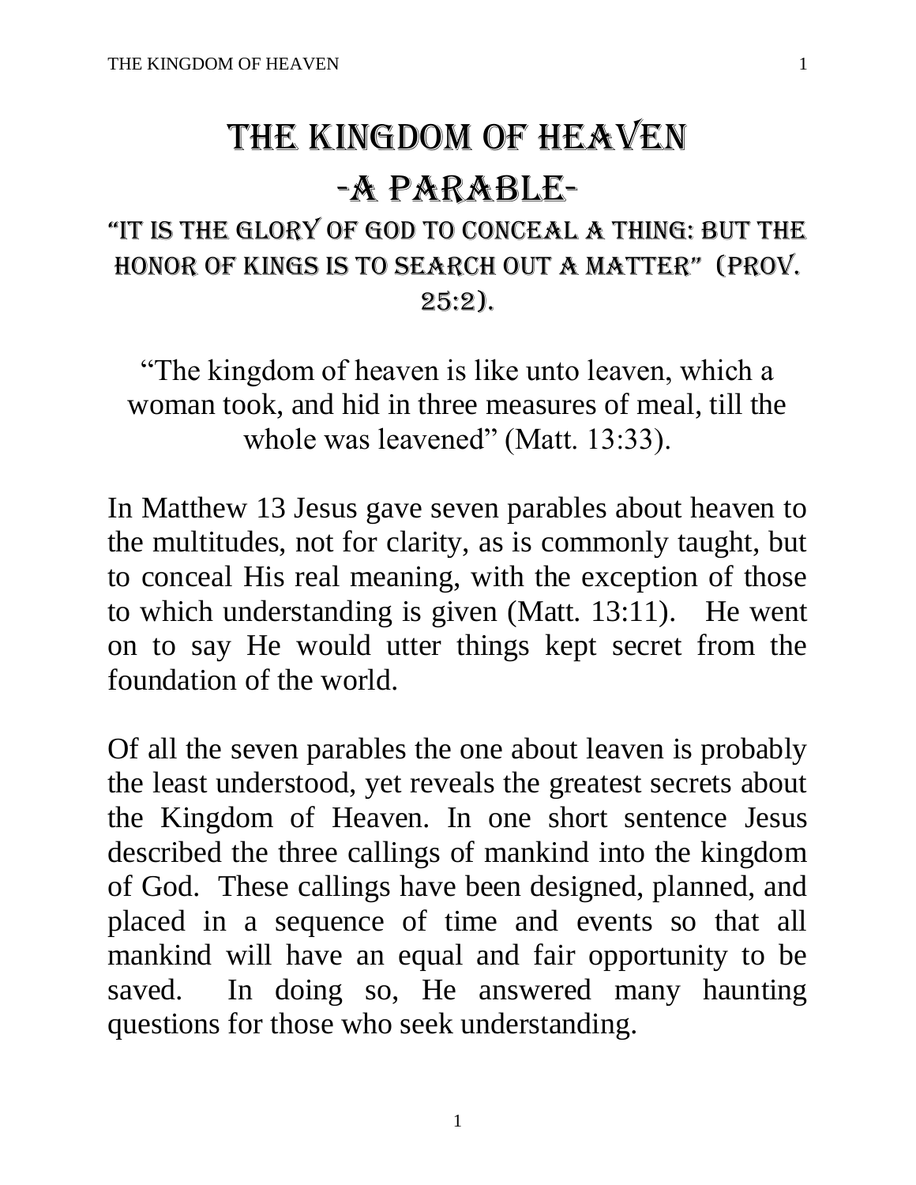# THE KINGDOM OF HEAVEN

## -A PARABLE-

### "IT IS THE GLORY OF GOD TO CONCEAL A THING: BUT THE HONOR OF KINGS IS TO SEARCH OUT A MATTER" (PROV. 25:2).

"The kingdom of heaven is like unto leaven, which a woman took, and hid in three measures of meal, till the whole was leavened" (Matt. 13:33).

In Matthew 13 Jesus gave seven parables about heaven to the multitudes, not for clarity, as is commonly taught, but to conceal His real meaning, with the exception of those to which understanding is given (Matt. 13:11). He went on to say He would utter things kept secret from the foundation of the world.

Of all the seven parables the one about leaven is probably the least understood, yet reveals the greatest secrets about the Kingdom of Heaven. In one short sentence Jesus described the three callings of mankind into the kingdom of God. These callings have been designed, planned, and placed in a sequence of time and events so that all mankind will have an equal and fair opportunity to be saved. In doing so, He answered many haunting questions for those who seek understanding.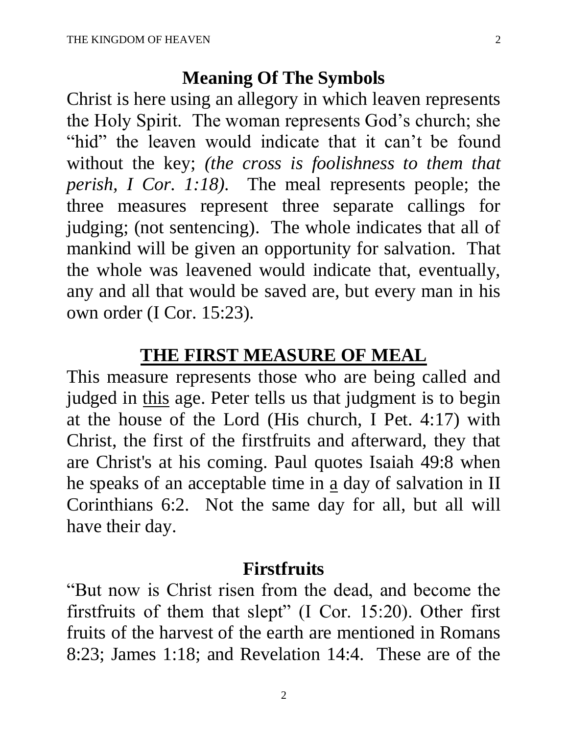## Meaning Of The Symbols

Christ is here using an allegory in which leaven represents the Holy Spirit. The woman represents God's church; she "hid" the leaven would indicate that it can't be found without the key; *(the cross is foolishness to them that perish, I Cor. 1:18).* The meal represents people; the three measures represent three separate callings for judging; (not sentencing). The whole indicates that all of mankind will be given an opportunity for salvation. That the whole was leavened would indicate that, eventually, any and all that would be saved are, but every man in his own order (I Cor. 15:23).

## <u>THE FIRST MEASURE OF MEAL</u>

This measure represents those who are being called and judged in <u>this</u> age. Peter tells us that judgment is to begin at the house of the Lord (His church, I Pet. 4:17) with Christ, the first of the firstfruits and afterward, they that are Christ's at his coming. Paul quotes Isaiah 49:8 when he speaks of an acceptable time in <u>a</u> day of salvation in II Corinthians 6:2. Not the same day for all, but all will have their day.

### Firstfruits

"But now is Christ risen from the dead, and become the firstfruits of them that slept" (I Cor. 15:20). Other first fruits of the harvest of the earth are mentioned in Romans 8:23; James 1:18; and Revelation 14:4. These are of the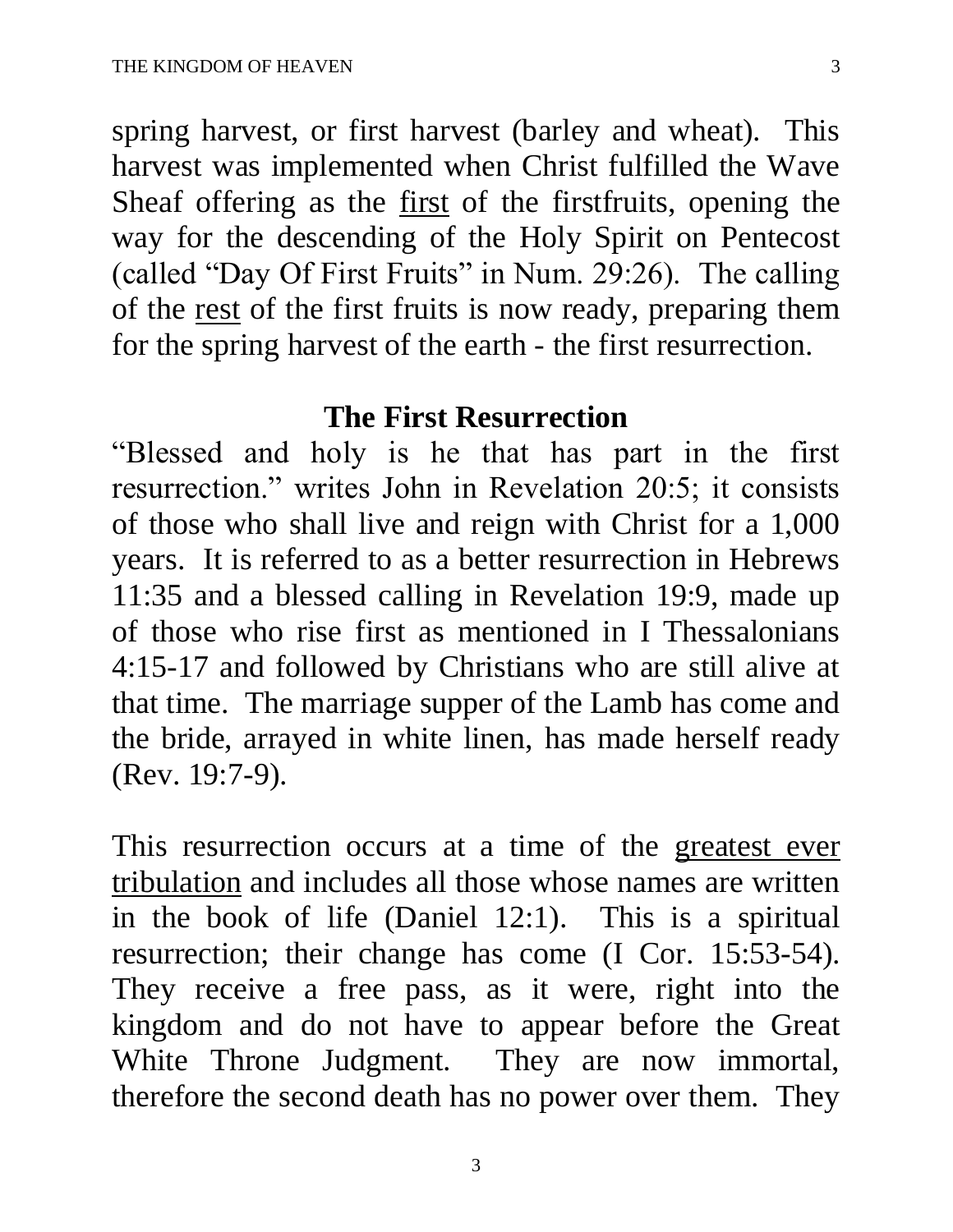spring harvest, or first harvest (barley and wheat). This harvest was implemented when Christ fulfilled the Wave Sheaf offering as the <u>first</u> of the firstfruits, opening the way for the descending of the Holy Spirit on Pentecost (called "Day Of First Fruits" in Num. 29:26). The calling of the <u>rest</u> of the first fruits is now ready, preparing them for the spring harvest of the earth - the first resurrection.

## The First Resurrection

"Blessed and holy is he that has part in the first resurrection." writes John in Revelation 20:5; it consists of those who shall live and reign with Christ for a 1,000 years. It is referred to as a better resurrection in Hebrews 11:35 and a blessed calling in Revelation 19:9, made up of those who rise first as mentioned in I Thessalonians 4:15-17 and followed by Christians who are still alive at that time. The marriage supper of the Lamb has come and the bride, arrayed in white linen, has made herself ready (Rev. 19:7-9).

This resurrection occurs at a time of the <u>greatest ever tribulation</u> and includes all those whose names are written in the book of life (Daniel 12:1). This is a spiritual resurrection; their change has come (I Cor. 15:53-54). They receive a free pass, as it were, right into the kingdom and do not have to appear before the Great White Throne Judgment. They are now immortal, therefore the second death has no power over them. They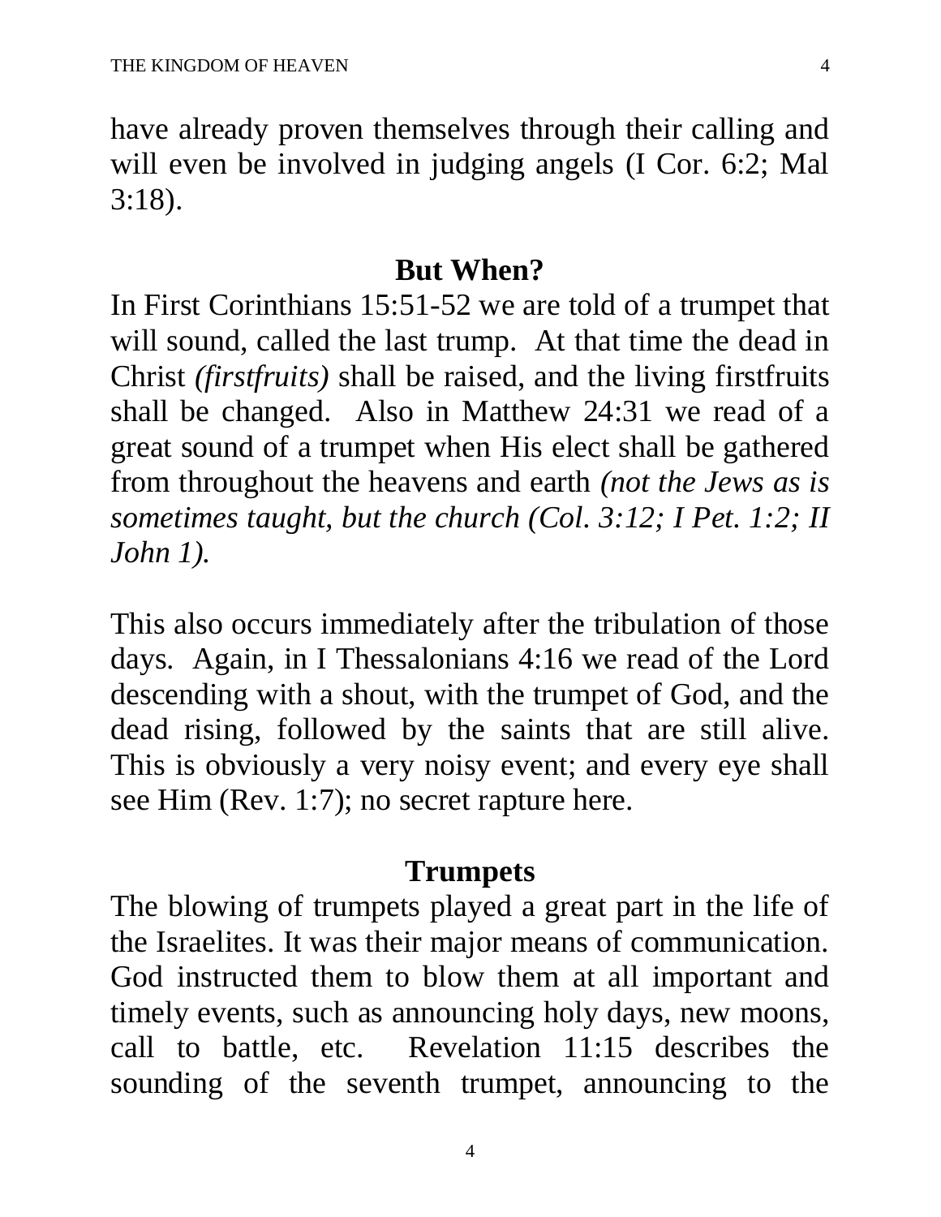have already proven themselves through their calling and will even be involved in judging angels (I Cor. 6:2; Mal 3:18).

## But When?

In First Corinthians 15:51-52 we are told of a trumpet that will sound, called the last trump. At that time the dead in Christ *(firstfruits)* shall be raised, and the living firstfruits shall be changed. Also in Matthew 24:31 we read of a great sound of a trumpet when His elect shall be gathered from throughout the heavens and earth *(not the Jews as is sometimes taught, but the church (Col. 3:12; I Pet. 1:2; II John 1).*

This also occurs immediately after the tribulation of those days. Again, in I Thessalonians 4:16 we read of the Lord descending with a shout, with the trumpet of God, and the dead rising, followed by the saints that are still alive. This is obviously a very noisy event; and every eye shall see Him (Rev. 1:7); no secret rapture here.

## Trumpets

The blowing of trumpets played a great part in the life of the Israelites. It was their major means of communication. God instructed them to blow them at all important and timely events, such as announcing holy days, new moons, call to battle, etc. Revelation 11:15 describes the sounding of the seventh trumpet, announcing to the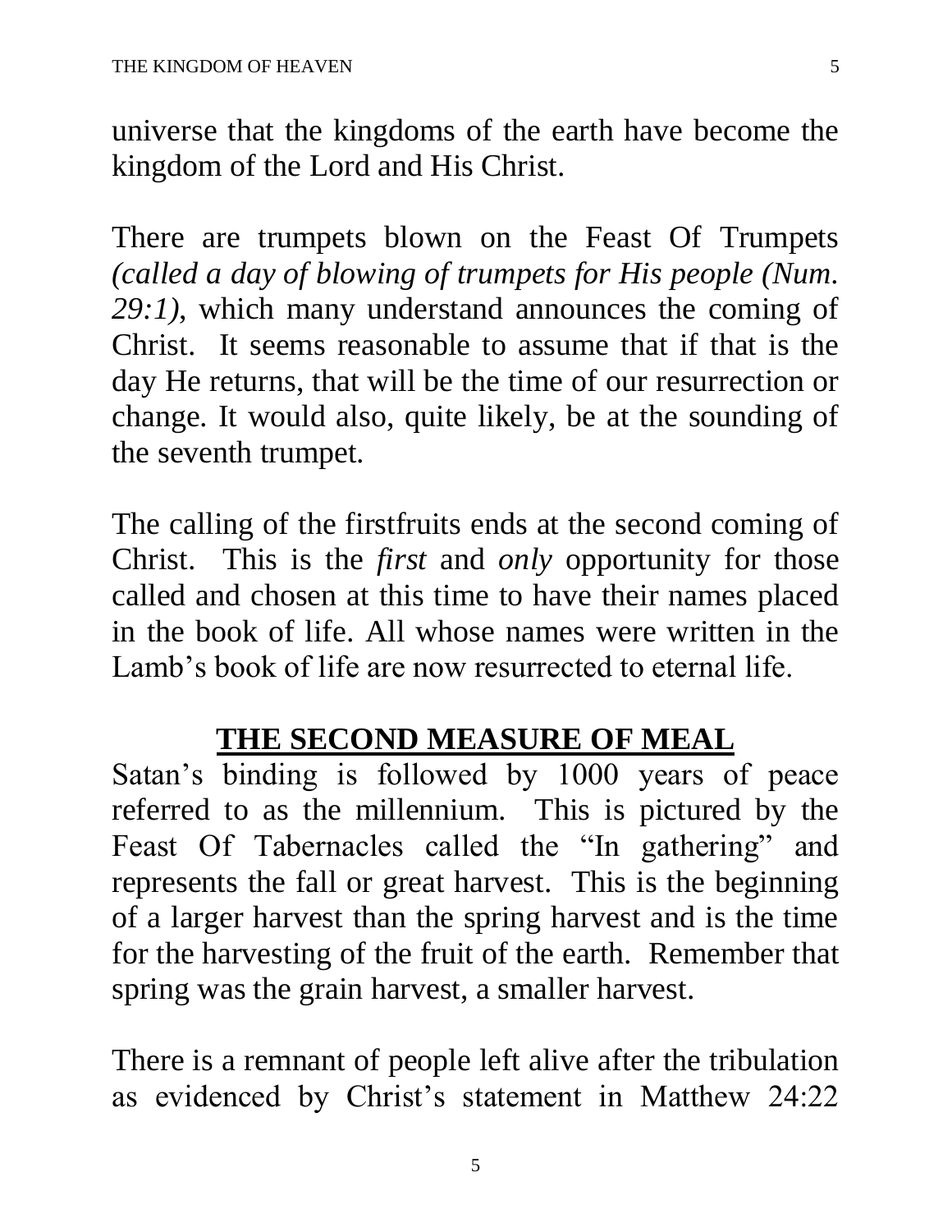universe that the kingdoms of the earth have become the kingdom of the Lord and His Christ.

There are trumpets blown on the Feast Of Trumpets *(called a day of blowing of trumpets for His people (Num. 29:1)*, which many understand announces the coming of Christ. It seems reasonable to assume that if that is the day He returns, that will be the time of our resurrection or change. It would also, quite likely, be at the sounding of the seventh trumpet.

The calling of the firstfruits ends at the second coming of Christ. This is the *first* and *only* opportunity for those called and chosen at this time to have their names placed in the book of life. All whose names were written in the Lamb's book of life are now resurrected to eternal life.

## THE SECOND MEASURE OF MEAL

Satan's binding is followed by 1000 years of peace referred to as the millennium. This is pictured by the Feast Of Tabernacles called the "In gathering" and represents the fall or great harvest. This is the beginning of a larger harvest than the spring harvest and is the time for the harvesting of the fruit of the earth. Remember that spring was the grain harvest, a smaller harvest.

There is a remnant of people left alive after the tribulation as evidenced by Christ's statement in Matthew 24:22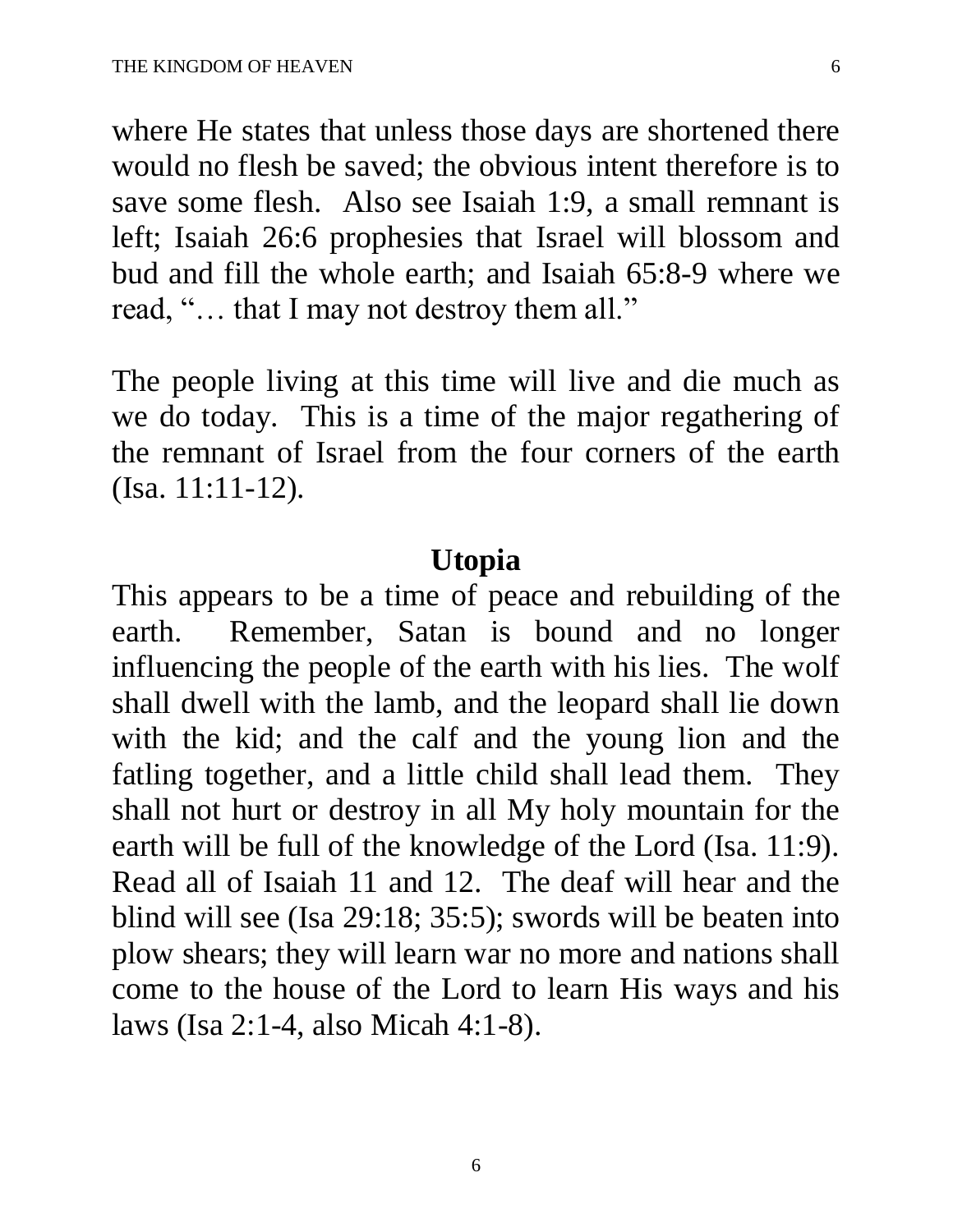where He states that unless those days are shortened there would no flesh be saved; the obvious intent therefore is to save some flesh. Also see Isaiah 1:9, a small remnant is left; Isaiah 26:6 prophesies that Israel will blossom and bud and fill the whole earth; and Isaiah 65:8-9 where we read, "… that I may not destroy them all."

The people living at this time will live and die much as we do today. This is a time of the major regathering of the remnant of Israel from the four corners of the earth (Isa. 11:11-12).

## Utopia

This appears to be a time of peace and rebuilding of the earth. Remember, Satan is bound and no longer influencing the people of the earth with his lies. The wolf shall dwell with the lamb, and the leopard shall lie down with the kid; and the calf and the young lion and the fatling together, and a little child shall lead them. They shall not hurt or destroy in all My holy mountain for the earth will be full of the knowledge of the Lord (Isa. 11:9). Read all of Isaiah 11 and 12. The deaf will hear and the blind will see (Isa 29:18; 35:5); swords will be beaten into plow shears; they will learn war no more and nations shall come to the house of the Lord to learn His ways and his laws (Isa 2:1-4, also Micah 4:1-8).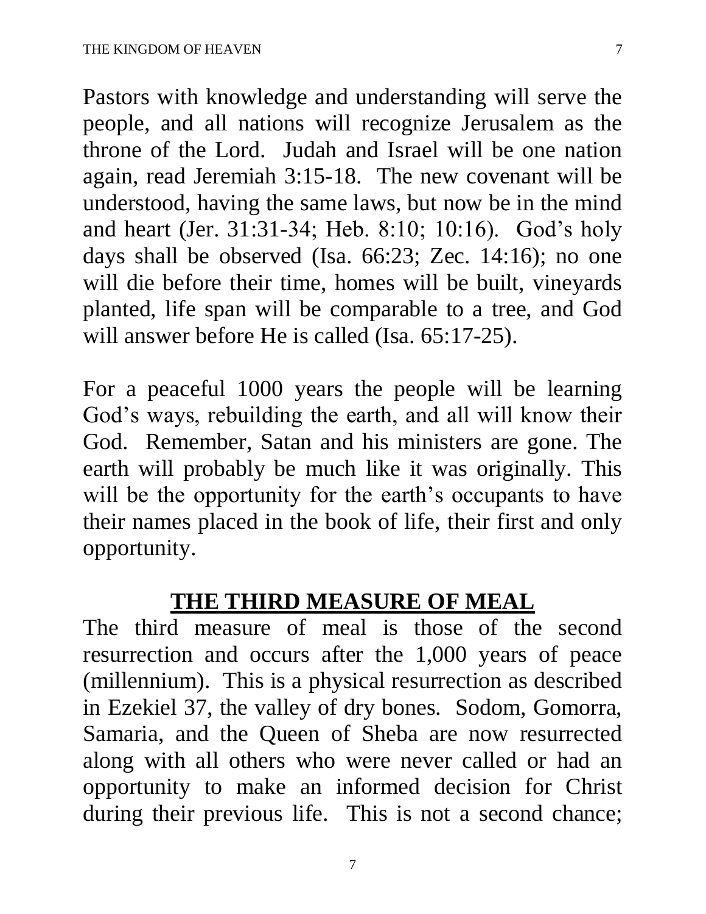Pastors with knowledge and understanding will serve the people, and all nations will recognize Jerusalem as the throne of the Lord. Judah and Israel will be one nation again, read Jeremiah 3:15-18. The new covenant will be understood, having the same laws, but now be in the mind and heart (Jer. 31:31-34; Heb. 8:10; 10:16). God's holy days shall be observed (Isa. 66:23; Zec. 14:16); no one will die before their time, homes will be built, vineyards planted, life span will be comparable to a tree, and God will answer before He is called (Isa. 65:17-25).

For a peaceful 1000 years the people will be learning God's ways, rebuilding the earth, and all will know their God. Remember, Satan and his ministers are gone. The earth will probably be much like it was originally. This will be the opportunity for the earth's occupants to have their names placed in the book of life, their first and only opportunity.

## THE THIRD MEASURE OF MEAL

The third measure of meal is those of the second resurrection and occurs after the 1,000 years of peace (millennium). This is a physical resurrection as described in Ezekiel 37, the valley of dry bones. Sodom, Gomorra, Samaria, and the Queen of Sheba are now resurrected along with all others who were never called or had an opportunity to make an informed decision for Christ during their previous life. This is not a second chance;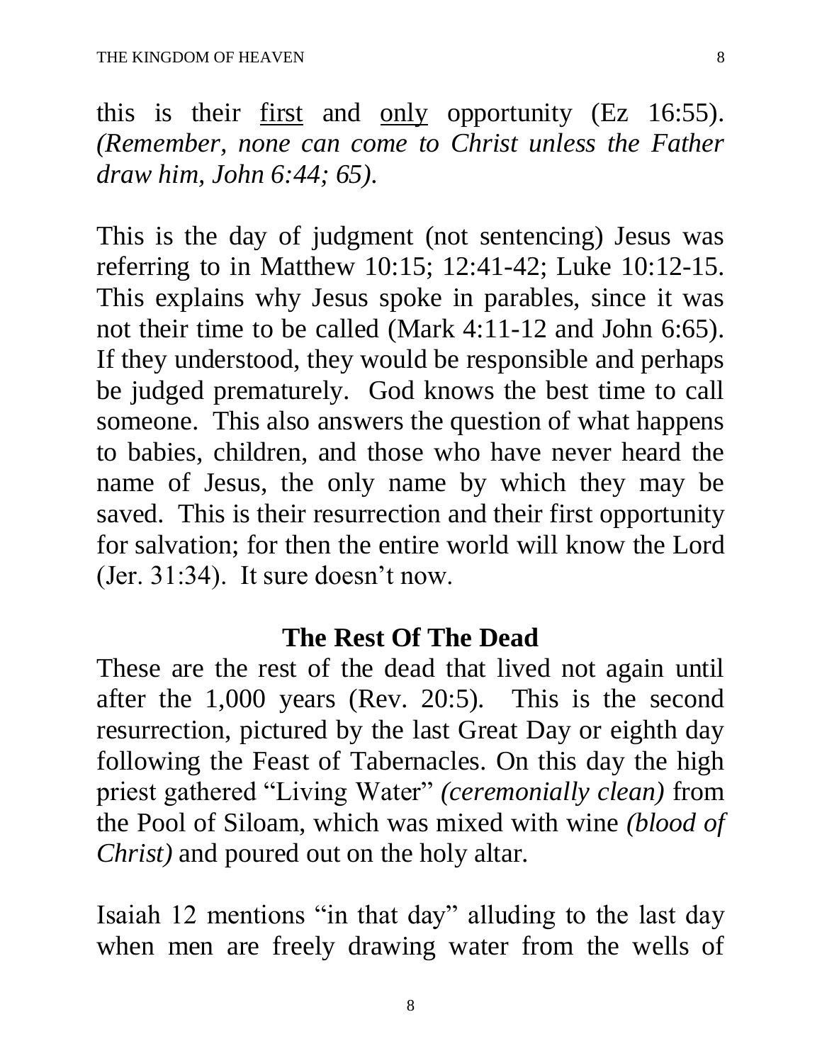this is their <u>first</u> and <u>only</u> opportunity (Ez 16:55). *(Remember, none can come to Christ unless the Father draw him, John 6:44; 65).*

This is the day of judgment (not sentencing) Jesus was referring to in Matthew 10:15; 12:41-42; Luke 10:12-15. This explains why Jesus spoke in parables, since it was not their time to be called (Mark 4:11-12 and John 6:65). If they understood, they would be responsible and perhaps be judged prematurely. God knows the best time to call someone. This also answers the question of what happens to babies, children, and those who have never heard the name of Jesus, the only name by which they may be saved. This is their resurrection and their first opportunity for salvation; for then the entire world will know the Lord (Jer. 31:34). It sure doesn't now.

## The Rest Of The Dead

These are the rest of the dead that lived not again until after the 1,000 years (Rev. 20:5). This is the second resurrection, pictured by the last Great Day or eighth day following the Feast of Tabernacles. On this day the high priest gathered "Living Water" *(ceremonially clean)* from the Pool of Siloam, which was mixed with wine *(blood of Christ)* and poured out on the holy altar.

Isaiah 12 mentions "in that day" alluding to the last day when men are freely drawing water from the wells of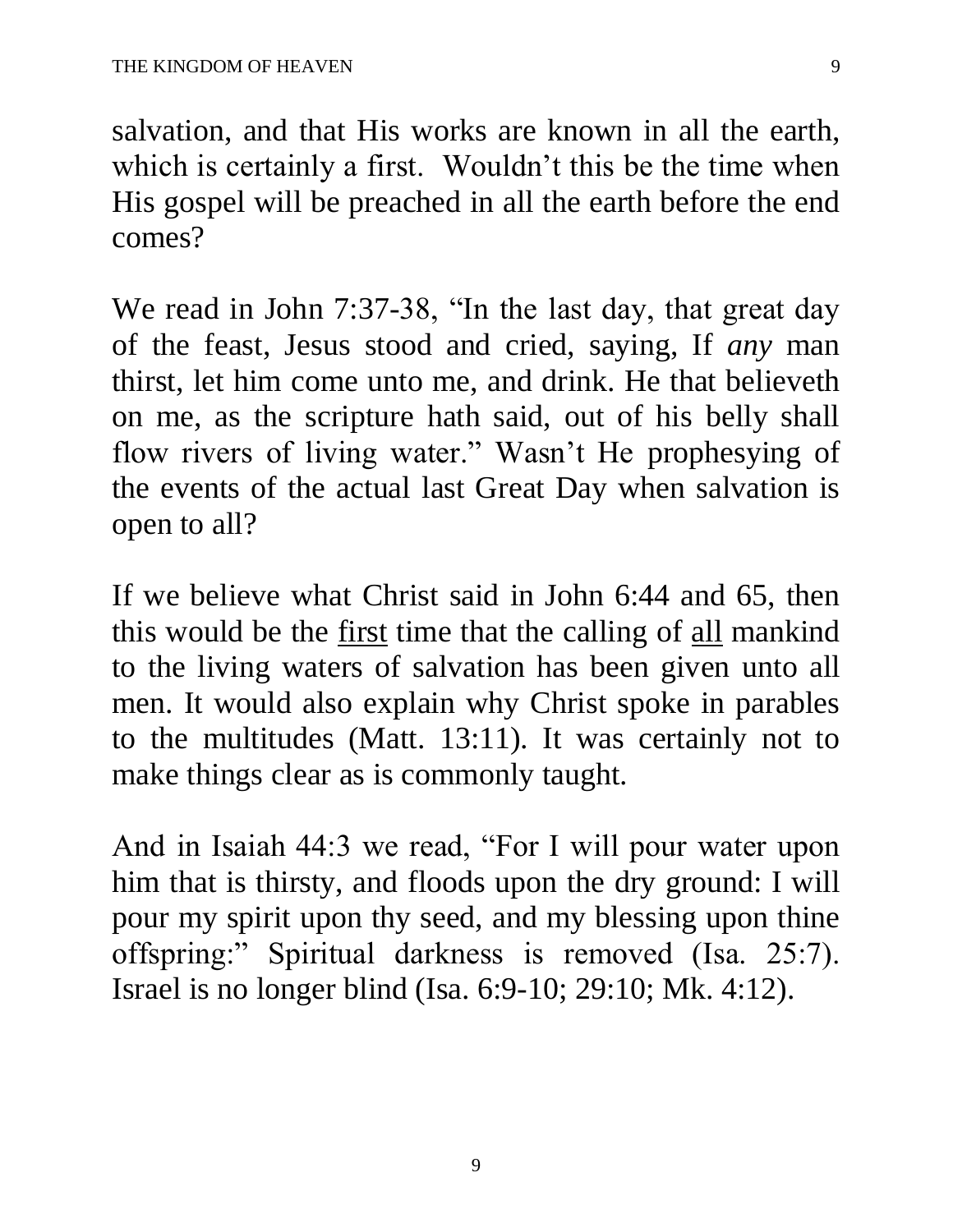salvation, and that His works are known in all the earth, which is certainly a first. Wouldn't this be the time when His gospel will be preached in all the earth before the end comes?

We read in John 7:37-38, "In the last day, that great day of the feast, Jesus stood and cried, saying, If *any* man thirst, let him come unto me, and drink. He that believeth on me, as the scripture hath said, out of his belly shall flow rivers of living water." Wasn't He prophesying of the events of the actual last Great Day when salvation is open to all?

If we believe what Christ said in John 6:44 and 65, then this would be the <u>first</u> time that the calling of <u>all</u> mankind to the living waters of salvation has been given unto all men. It would also explain why Christ spoke in parables to the multitudes (Matt. 13:11). It was certainly not to make things clear as is commonly taught.

And in Isaiah 44:3 we read, "For I will pour water upon him that is thirsty, and floods upon the dry ground: I will pour my spirit upon thy seed, and my blessing upon thine offspring:" Spiritual darkness is removed (Isa. 25:7). Israel is no longer blind (Isa. 6:9-10; 29:10; Mk. 4:12).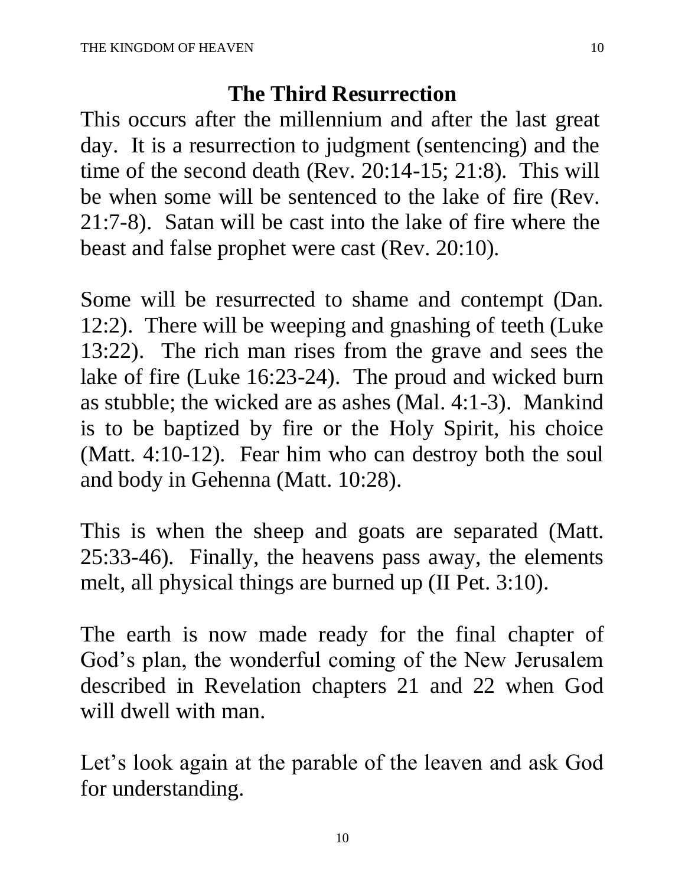## The Third Resurrection

This occurs after the millennium and after the last great day. It is a resurrection to judgment (sentencing) and the time of the second death (Rev. 20:14-15; 21:8). This will be when some will be sentenced to the lake of fire (Rev. 21:7-8). Satan will be cast into the lake of fire where the beast and false prophet were cast (Rev. 20:10).

Some will be resurrected to shame and contempt (Dan. 12:2). There will be weeping and gnashing of teeth (Luke 13:22). The rich man rises from the grave and sees the lake of fire (Luke 16:23-24). The proud and wicked burn as stubble; the wicked are as ashes (Mal. 4:1-3). Mankind is to be baptized by fire or the Holy Spirit, his choice (Matt. 4:10-12). Fear him who can destroy both the soul and body in Gehenna (Matt. 10:28).

This is when the sheep and goats are separated (Matt. 25:33-46). Finally, the heavens pass away, the elements melt, all physical things are burned up (II Pet. 3:10).

The earth is now made ready for the final chapter of God's plan, the wonderful coming of the New Jerusalem described in Revelation chapters 21 and 22 when God will dwell with man.

Let's look again at the parable of the leaven and ask God for understanding.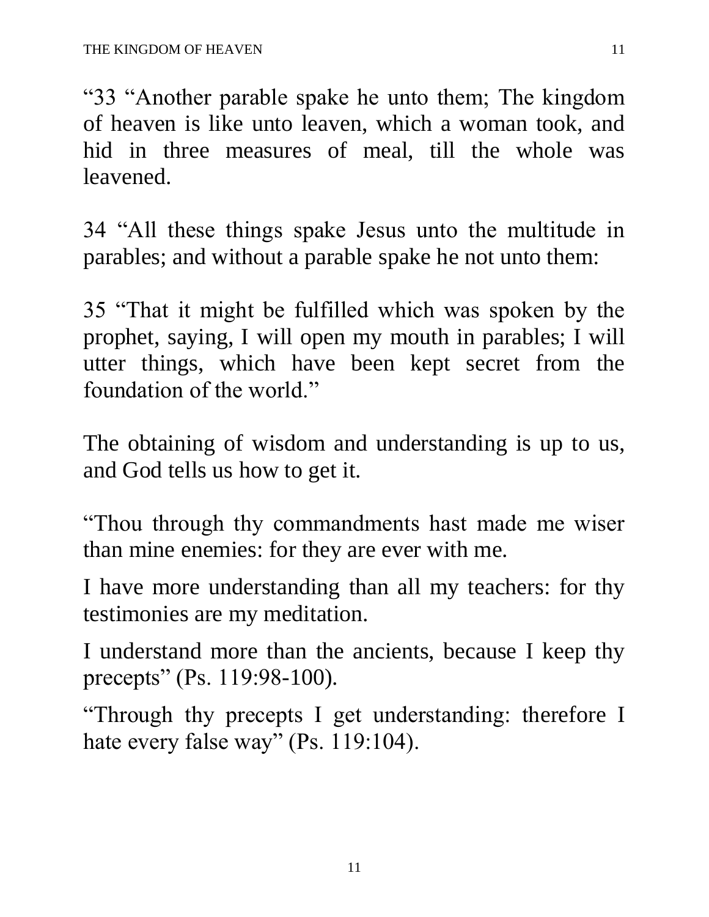"33 "Another parable spake he unto them; The kingdom of heaven is like unto leaven, which a woman took, and hid in three measures of meal, till the whole was leavened.

34 "All these things spake Jesus unto the multitude in parables; and without a parable spake he not unto them:

35 "That it might be fulfilled which was spoken by the prophet, saying, I will open my mouth in parables; I will utter things, which have been kept secret from the foundation of the world."

The obtaining of wisdom and understanding is up to us, and God tells us how to get it.

"Thou through thy commandments hast made me wiser than mine enemies: for they are ever with me.

I have more understanding than all my teachers: for thy testimonies are my meditation.

I understand more than the ancients, because I keep thy precepts" (Ps. 119:98-100).

"Through thy precepts I get understanding: therefore I hate every false way" (Ps. 119:104).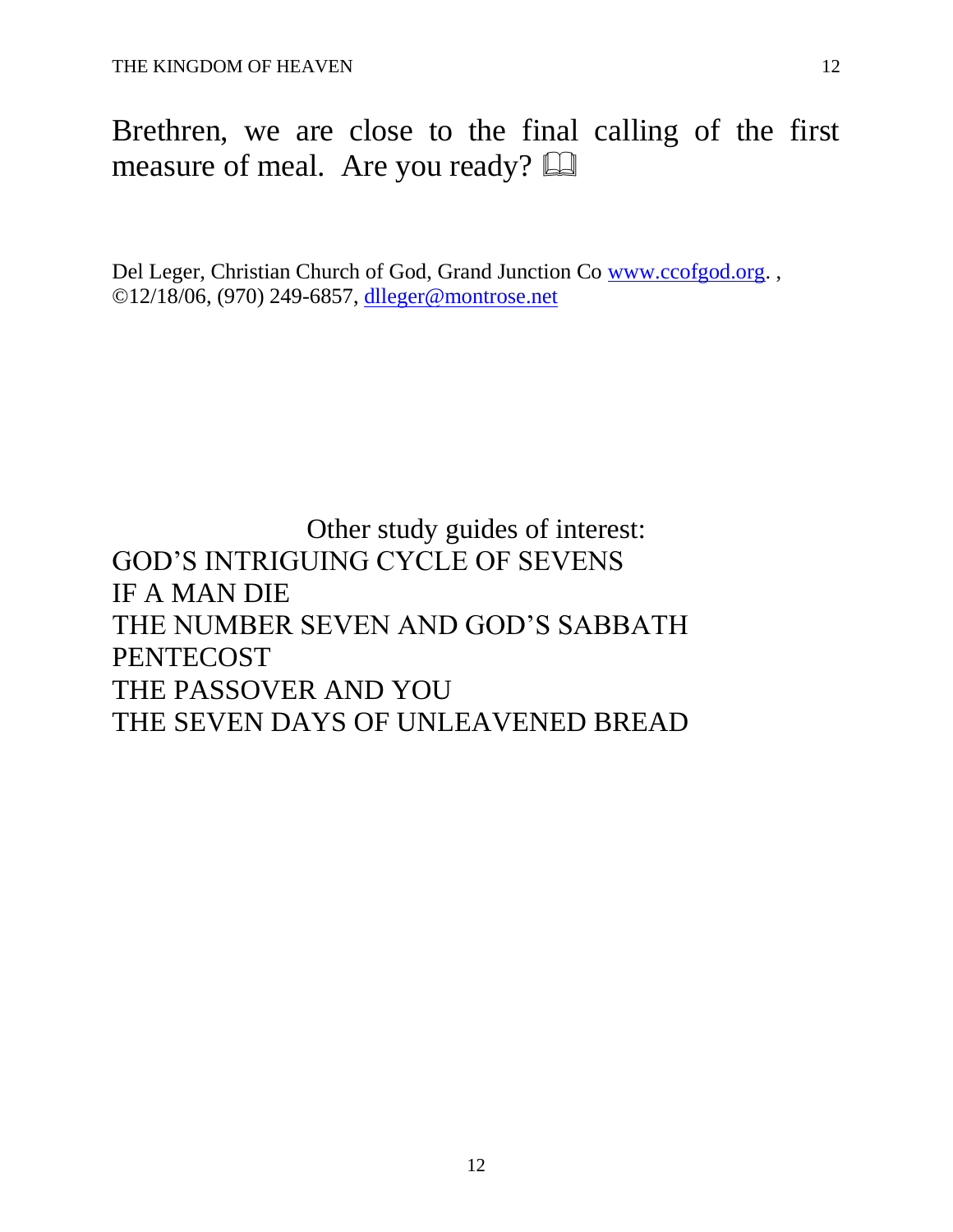Brethren, we are close to the final calling of the first measure of meal. Are you ready? 📖

Del Leger, Christian Church of God, Grand Junction Co www.ccofgod.org. , ©12/18/06, (970) 249-6857, dlleger@montrose.net

Other study guides of interest:

GOD'S INTRIGUING CYCLE OF SEVENS
IF A MAN DIE
THE NUMBER SEVEN AND GOD'S SABBATH
PENTECOST
THE PASSOVER AND YOU
THE SEVEN DAYS OF UNLEAVENED BREAD